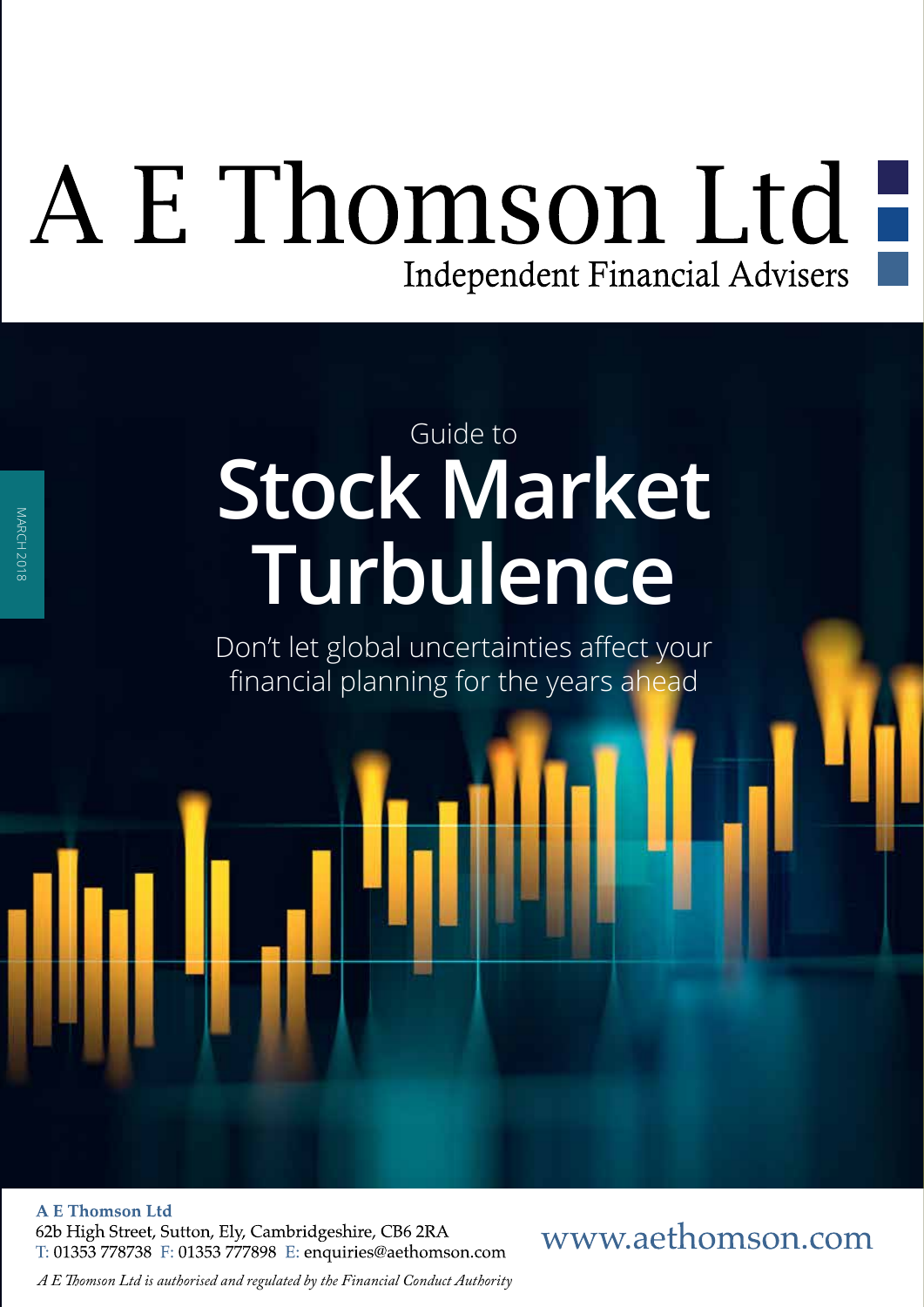# A E Thomson Ltd

Independent Financial Advisers

MARCH 2018

Guide to

# Stock Market Turbulence

Don't let global uncertainties affect your financial planning for the years ahead

**A E Thomson Ltd**
62b High Street, Sutton, Ely, Cambridgeshire, CB6 2RA
T: 01353 778738 F: 01353 777898 E: enquiries@aethomson.com

www.aethomson.com

*A E Thomson Ltd is authorised and regulated by the Financial Conduct Authority*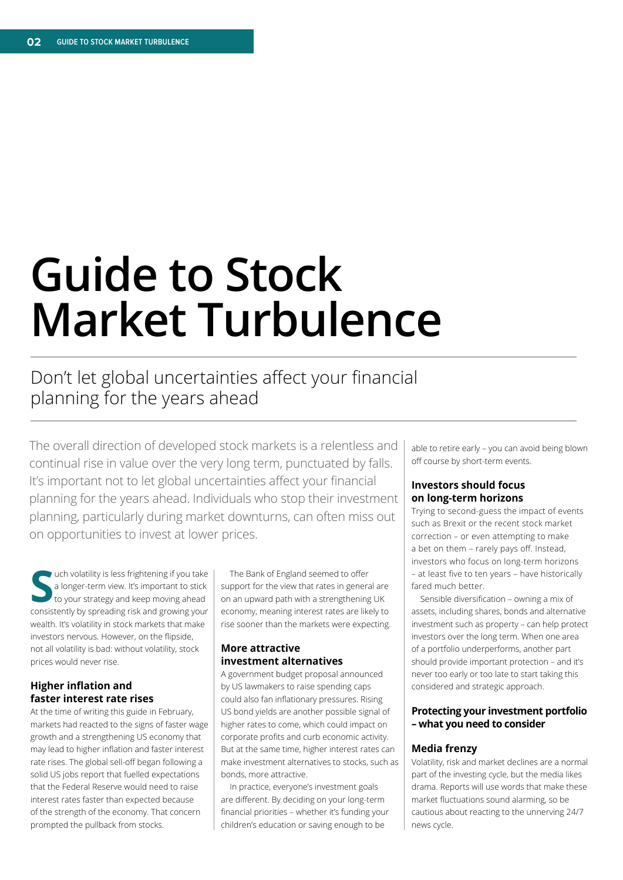# Guide to Stock Market Turbulence

## Don't let global uncertainties affect your financial planning for the years ahead

The overall direction of developed stock markets is a relentless and continual rise in value over the very long term, punctuated by falls. It's important not to let global uncertainties affect your financial planning for the years ahead. Individuals who stop their investment planning, particularly during market downturns, can often miss out on opportunities to invest at lower prices.

Such volatility is less frightening if you take a longer-term view. It's important to stick to your strategy and keep moving ahead consistently by spreading risk and growing your wealth. It's volatility in stock markets that make investors nervous. However, on the flipside, not all volatility is bad: without volatility, stock prices would never rise.

### Higher inflation and faster interest rate rises

At the time of writing this guide in February, markets had reacted to the signs of faster wage growth and a strengthening US economy that may lead to higher inflation and faster interest rate rises. The global sell-off began following a solid US jobs report that fuelled expectations that the Federal Reserve would need to raise interest rates faster than expected because of the strength of the economy. That concern prompted the pullback from stocks.

The Bank of England seemed to offer support for the view that rates in general are on an upward path with a strengthening UK economy, meaning interest rates are likely to rise sooner than the markets were expecting.

### More attractive investment alternatives

A government budget proposal announced by US lawmakers to raise spending caps could also fan inflationary pressures. Rising US bond yields are another possible signal of higher rates to come, which could impact on corporate profits and curb economic activity. But at the same time, higher interest rates can make investment alternatives to stocks, such as bonds, more attractive.

In practice, everyone's investment goals are different. By deciding on your long-term financial priorities – whether it's funding your children's education or saving enough to be able to retire early – you can avoid being blown off course by short-term events.

### Investors should focus on long-term horizons

Trying to second-guess the impact of events such as Brexit or the recent stock market correction – or even attempting to make a bet on them – rarely pays off. Instead, investors who focus on long-term horizons – at least five to ten years – have historically fared much better.

Sensible diversification – owning a mix of assets, including shares, bonds and alternative investment such as property – can help protect investors over the long term. When one area of a portfolio underperforms, another part should provide important protection – and it's never too early or too late to start taking this considered and strategic approach.

### Protecting your investment portfolio – what you need to consider

### Media frenzy

Volatility, risk and market declines are a normal part of the investing cycle, but the media likes drama. Reports will use words that make these market fluctuations sound alarming, so be cautious about reacting to the unnerving 24/7 news cycle.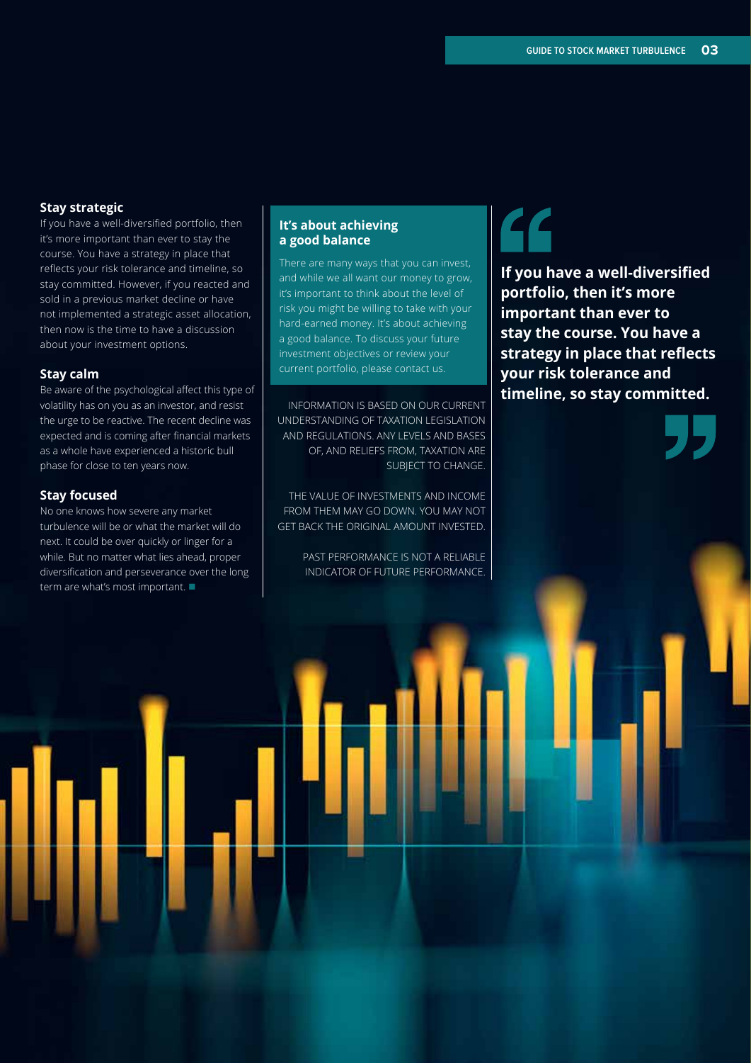### Stay strategic

If you have a well-diversified portfolio, then it's more important than ever to stay the course. You have a strategy in place that reflects your risk tolerance and timeline, so stay committed. However, if you reacted and sold in a previous market decline or have not implemented a strategic asset allocation, then now is the time to have a discussion about your investment options.

### Stay calm

Be aware of the psychological affect this type of volatility has on you as an investor, and resist the urge to be reactive. The recent decline was expected and is coming after financial markets as a whole have experienced a historic bull phase for close to ten years now.

### Stay focused

No one knows how severe any market turbulence will be or what the market will do next. It could be over quickly or linger for a while. But no matter what lies ahead, proper diversification and perseverance over the long term are what's most important. ■

### It's about achieving a good balance

There are many ways that you can invest, and while we all want our money to grow, it's important to think about the level of risk you might be willing to take with your hard-earned money. It's about achieving a good balance. To discuss your future investment objectives or review your current portfolio, please contact us.

INFORMATION IS BASED ON OUR CURRENT UNDERSTANDING OF TAXATION LEGISLATION AND REGULATIONS. ANY LEVELS AND BASES OF, AND RELIEFS FROM, TAXATION ARE SUBJECT TO CHANGE.

THE VALUE OF INVESTMENTS AND INCOME FROM THEM MAY GO DOWN. YOU MAY NOT GET BACK THE ORIGINAL AMOUNT INVESTED.

PAST PERFORMANCE IS NOT A RELIABLE INDICATOR OF FUTURE PERFORMANCE.

> **"If you have a well-diversified portfolio, then it's more important than ever to stay the course. You have a strategy in place that reflects your risk tolerance and timeline, so stay committed."**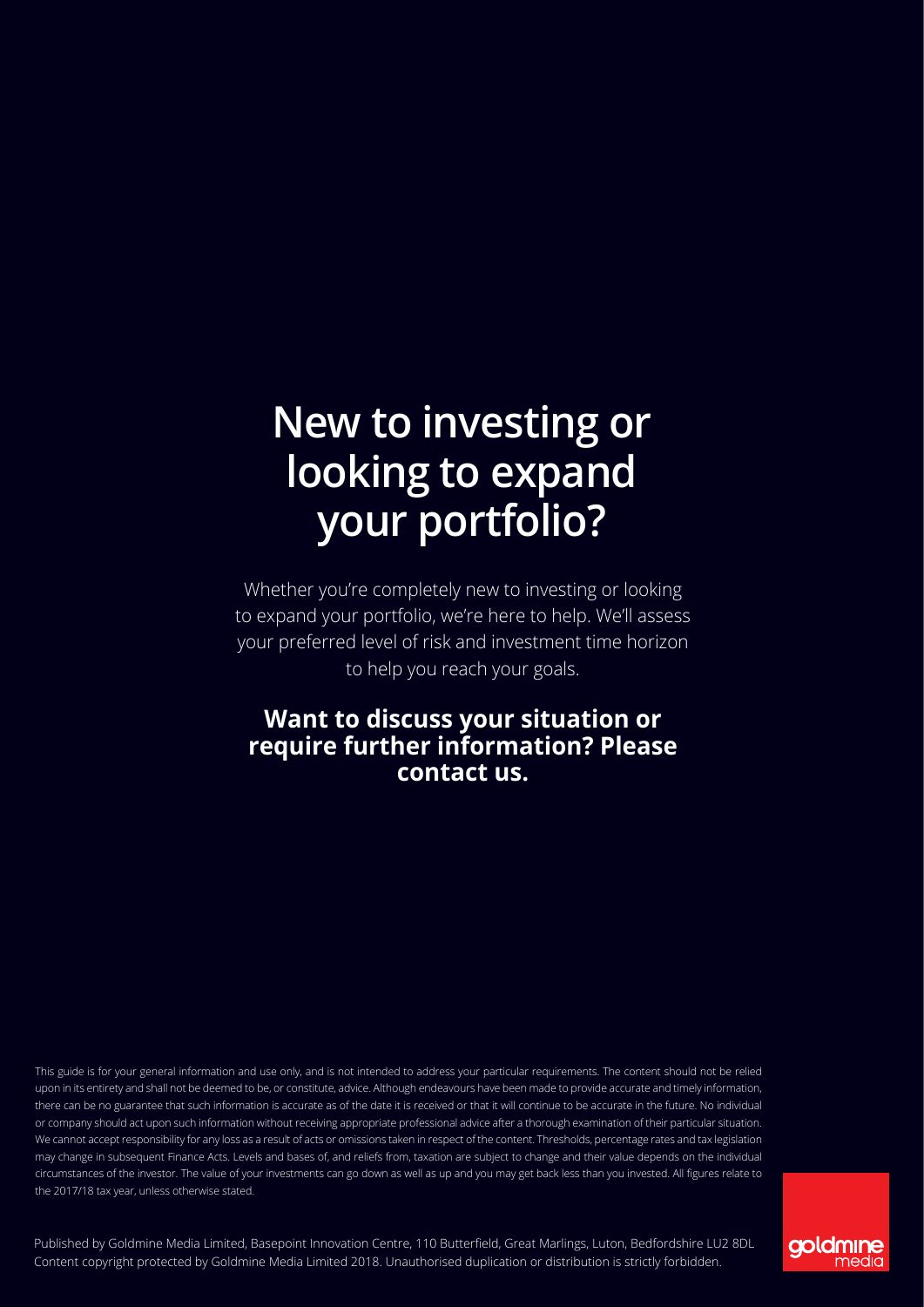# New to investing or looking to expand your portfolio?

Whether you're completely new to investing or looking to expand your portfolio, we're here to help. We'll assess your preferred level of risk and investment time horizon to help you reach your goals.

**Want to discuss your situation or require further information? Please contact us.**

This guide is for your general information and use only, and is not intended to address your particular requirements. The content should not be relied upon in its entirety and shall not be deemed to be, or constitute, advice. Although endeavours have been made to provide accurate and timely information, there can be no guarantee that such information is accurate as of the date it is received or that it will continue to be accurate in the future. No individual or company should act upon such information without receiving appropriate professional advice after a thorough examination of their particular situation. We cannot accept responsibility for any loss as a result of acts or omissions taken in respect of the content. Thresholds, percentage rates and tax legislation may change in subsequent Finance Acts. Levels and bases of, and reliefs from, taxation are subject to change and their value depends on the individual circumstances of the investor. The value of your investments can go down as well as up and you may get back less than you invested. All figures relate to the 2017/18 tax year, unless otherwise stated.

Published by Goldmine Media Limited, Basepoint Innovation Centre, 110 Butterfield, Great Marlings, Luton, Bedfordshire LU2 8DL
Content copyright protected by Goldmine Media Limited 2018. Unauthorised duplication or distribution is strictly forbidden.

goldmine media